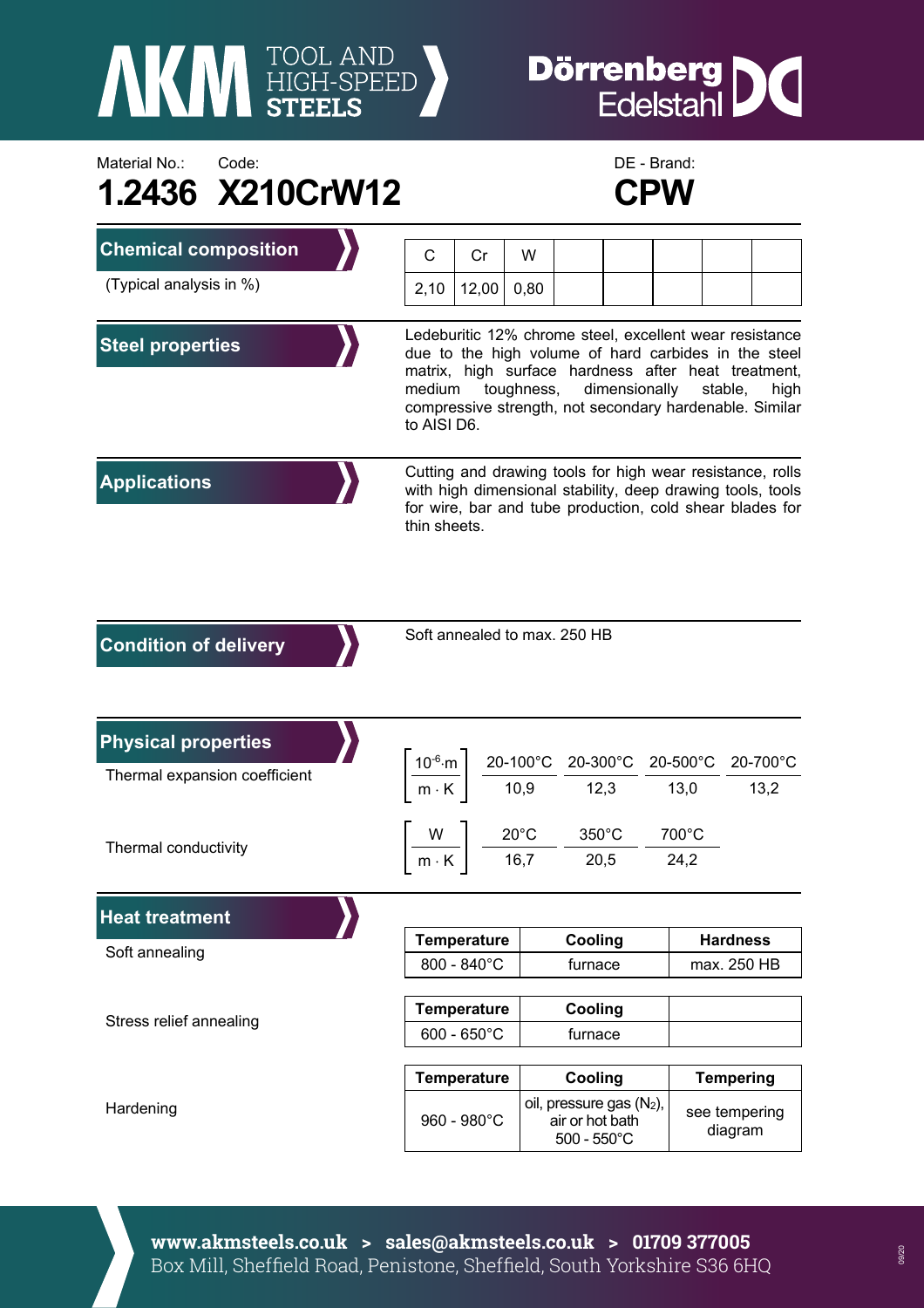# AKM TOOL AND HIGH-SPEED STEELS — Dörrenberg Edelstahl

Material No.: **1.2436**

Code: **X210CrW12**

DE - Brand: **CPW**

## Chemical composition

(Typical analysis in %)

| C | Cr | W |
|---|---|---|
| 2,10 | 12,00 | 0,80 |

## Steel properties

Ledeburitic 12% chrome steel, excellent wear resistance due to the high volume of hard carbides in the steel matrix, high surface hardness after heat treatment, medium toughness, dimensionally stable, high compressive strength, not secondary hardenable. Similar to AISI D6.

## Applications

Cutting and drawing tools for high wear resistance, rolls with high dimensional stability, deep drawing tools, tools for wire, bar and tube production, cold shear blades for thin sheets.

## Condition of delivery

Soft annealed to max. 250 HB

## Physical properties

Thermal expansion coefficient

| $\left[\frac{10^{-6} \cdot m}{m \cdot K}\right]$ | 20-100°C | 20-300°C | 20-500°C | 20-700°C |
|---|---|---|---|---|
| | 10,9 | 12,3 | 13,0 | 13,2 |

Thermal conductivity

| $\left[\frac{W}{m \cdot K}\right]$ | 20°C | 350°C | 700°C |
|---|---|---|---|
| | 16,7 | 20,5 | 24,2 |

## Heat treatment

Soft annealing

| Temperature | Cooling | Hardness |
|---|---|---|
| 800 - 840°C | furnace | max. 250 HB |

Stress relief annealing

| Temperature | Cooling | |
|---|---|---|
| 600 - 650°C | furnace | |

Hardening

| Temperature | Cooling | Tempering |
|---|---|---|
| 960 - 980°C | oil, pressure gas ($N_2$), air or hot bath 500 - 550°C | see tempering diagram |

**www.akmsteels.co.uk > sales@akmsteels.co.uk > 01709 377005**
Box Mill, Sheffield Road, Penistone, Sheffield, South Yorkshire S36 6HQ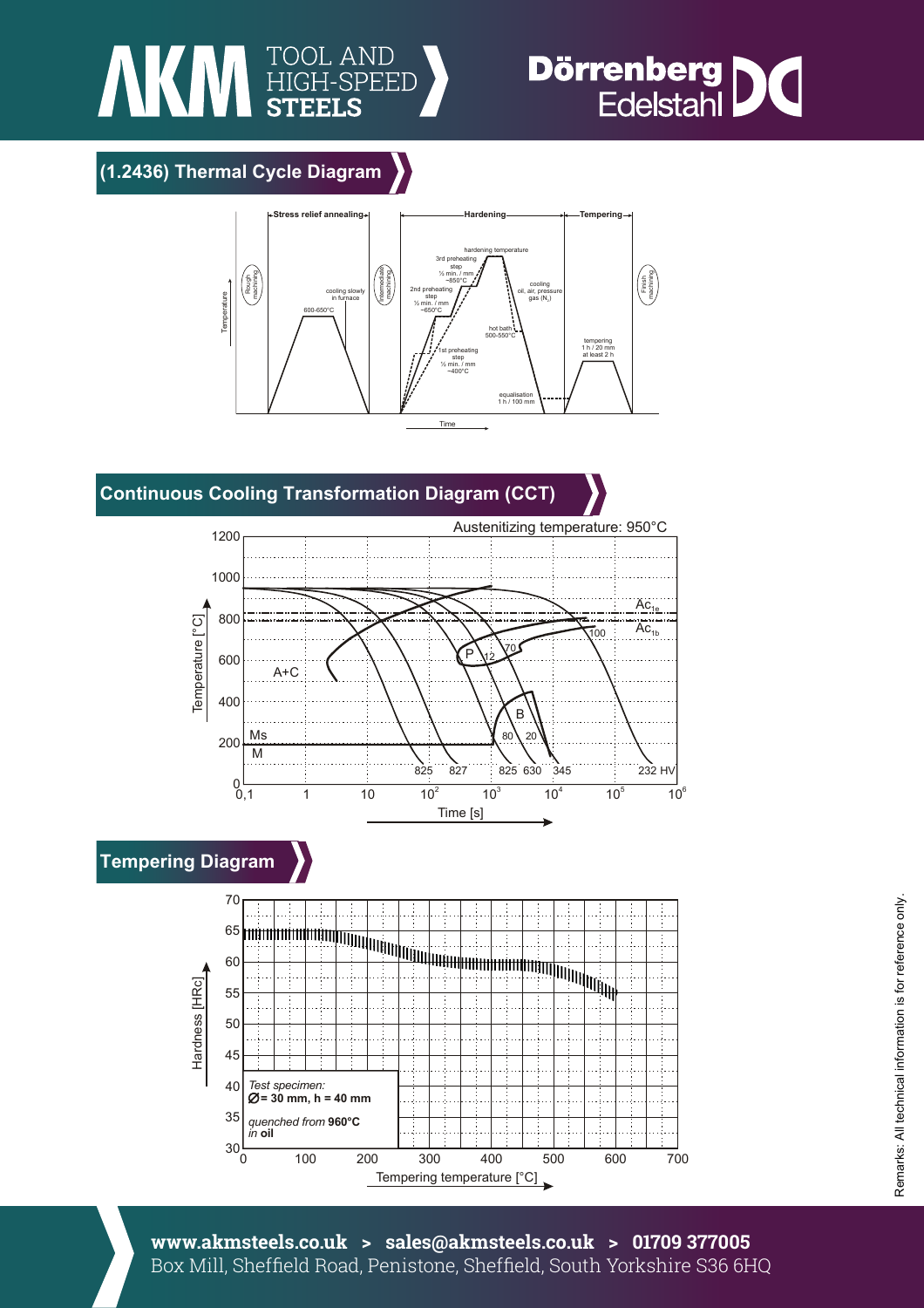# AKM TOOL AND HIGH-SPEED STEELS

Dörrenberg Edelstahl

## (1.2436) Thermal Cycle Diagram

Stress relief annealing

Hardening

Tempering

Temperature

Rough machining

600-650°C

cooling slowly in furnace

Intermediate machining

hardening temperature

3rd preheating step
½ min. / mm
~850°C

2nd preheating step
½ min. / mm
~650°C

1st preheating step
½ min. / mm
~400°C

hot bath
500-550°C

cooling
oil, air, pressure gas ($N_2$)

equalisation
1 h / 100 mm

tempering
1 h / 20 mm
at least 2 h

Finish machining

Time

## Continuous Cooling Transformation Diagram (CCT)

Austenitizing temperature: 950°C

Temperature [°C]

1200
1000
800
600
400
200
0

$Ac_{1e}$

$Ac_{1b}$

A+C

P

B

Ms

M

100

70

12

80

20

825 827 825 630 345 232 HV

0,1 1 10 $10^2$ $10^3$ $10^4$ $10^5$ $10^6$

Time [s]

## Tempering Diagram

Hardness [HRc]

70
65
60
55
50
45
40
35
30

*Test specimen:*
**Ø= 30 mm, h = 40 mm**

*quenched from* **960°C**
*in* **oil**

0 100 200 300 400 500 600 700

Tempering temperature [°C]

Remarks: All technical information is for reference only.

**www.akmsteels.co.uk > sales@akmsteels.co.uk > 01709 377005**
Box Mill, Sheffield Road, Penistone, Sheffield, South Yorkshire S36 6HQ